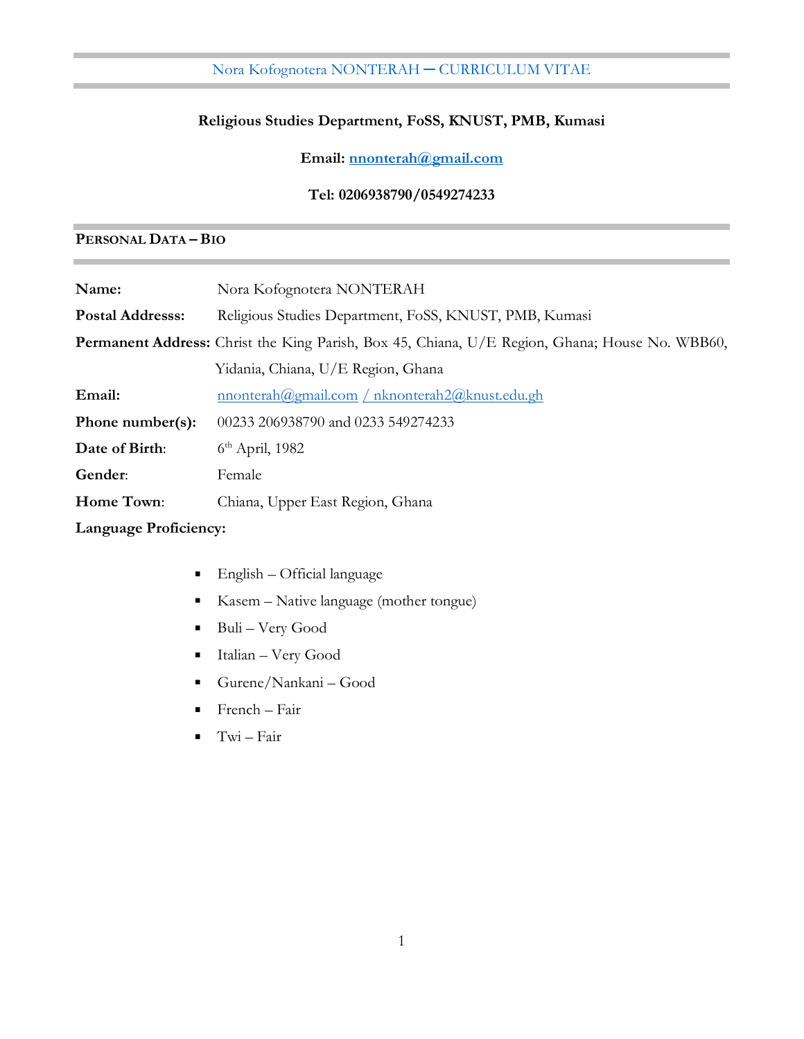# Nora Kofognotera NONTERAH ─ CURRICULUM VITAE

**Religious Studies Department, FoSS, KNUST, PMB, Kumasi**

**Email: nnonterah@gmail.com**

**Tel: 0206938790/0549274233**

## PERSONAL DATA – BIO

**Name:** Nora Kofognotera NONTERAH

**Postal Addresss:** Religious Studies Department, FoSS, KNUST, PMB, Kumasi

**Permanent Address:** Christ the King Parish, Box 45, Chiana, U/E Region, Ghana; House No. WBB60, Yidania, Chiana, U/E Region, Ghana

**Email:** nnonterah@gmail.com / nknonterah2@knust.edu.gh

**Phone number(s):** 00233 206938790 and 0233 549274233

**Date of Birth**: 6th April, 1982

**Gender**: Female

**Home Town**: Chiana, Upper East Region, Ghana

**Language Proficiency:**

- English – Official language
- Kasem – Native language (mother tongue)
- Buli – Very Good
- Italian – Very Good
- Gurene/Nankani – Good
- French – Fair
- Twi – Fair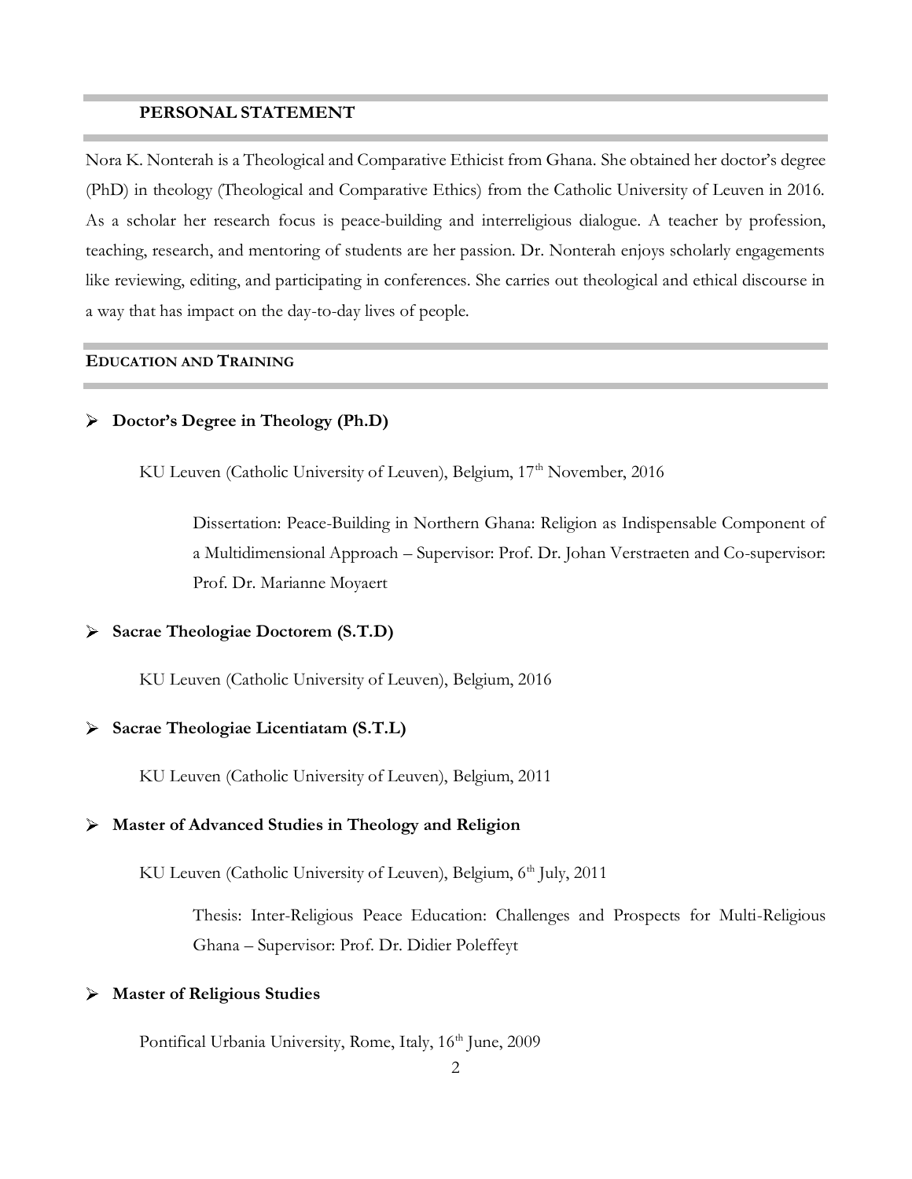## PERSONAL STATEMENT

Nora K. Nonterah is a Theological and Comparative Ethicist from Ghana. She obtained her doctor's degree (PhD) in theology (Theological and Comparative Ethics) from the Catholic University of Leuven in 2016. As a scholar her research focus is peace-building and interreligious dialogue. A teacher by profession, teaching, research, and mentoring of students are her passion. Dr. Nonterah enjoys scholarly engagements like reviewing, editing, and participating in conferences. She carries out theological and ethical discourse in a way that has impact on the day-to-day lives of people.

## EDUCATION AND TRAINING

- **Doctor's Degree in Theology (Ph.D)**

  KU Leuven (Catholic University of Leuven), Belgium, 17th November, 2016

  Dissertation: Peace-Building in Northern Ghana: Religion as Indispensable Component of a Multidimensional Approach – Supervisor: Prof. Dr. Johan Verstraeten and Co-supervisor: Prof. Dr. Marianne Moyaert

- **Sacrae Theologiae Doctorem (S.T.D)**

  KU Leuven (Catholic University of Leuven), Belgium, 2016

- **Sacrae Theologiae Licentiatam (S.T.L)**

  KU Leuven (Catholic University of Leuven), Belgium, 2011

- **Master of Advanced Studies in Theology and Religion**

  KU Leuven (Catholic University of Leuven), Belgium, 6th July, 2011

  Thesis: Inter-Religious Peace Education: Challenges and Prospects for Multi-Religious Ghana – Supervisor: Prof. Dr. Didier Poleffeyt

- **Master of Religious Studies**

  Pontifical Urbania University, Rome, Italy, 16th June, 2009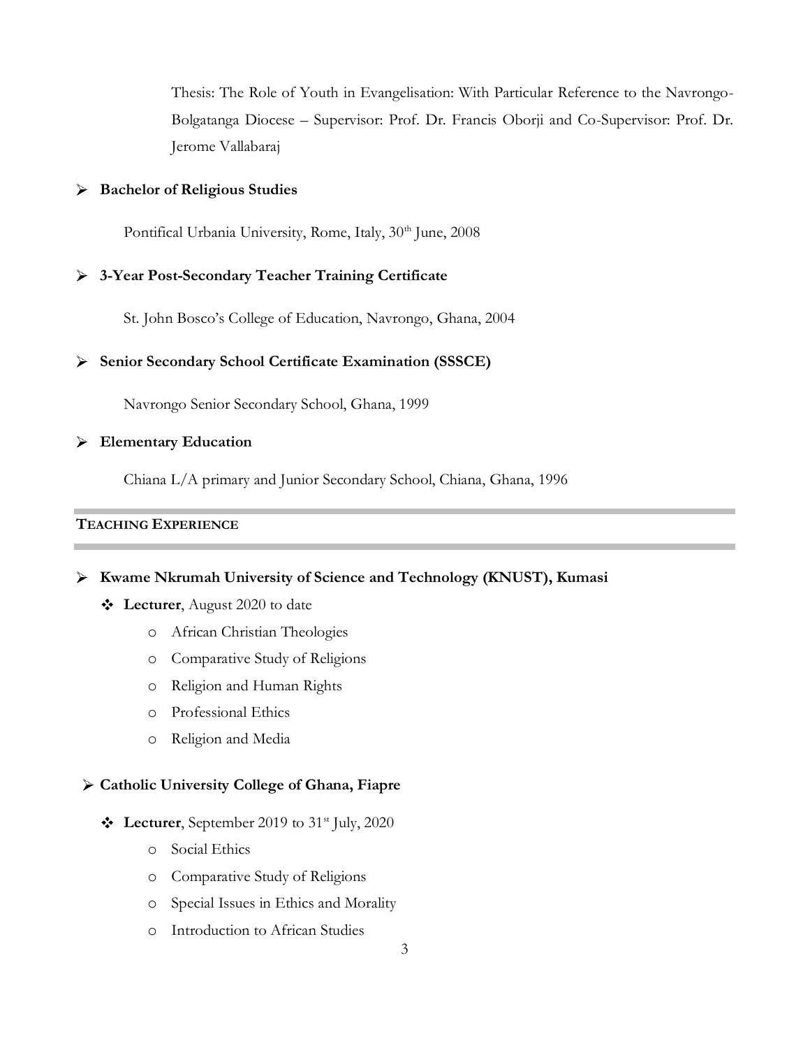Thesis: The Role of Youth in Evangelisation: With Particular Reference to the Navrongo-Bolgatanga Diocese – Supervisor: Prof. Dr. Francis Oborji and Co-Supervisor: Prof. Dr. Jerome Vallabaraj

- **Bachelor of Religious Studies**

  Pontifical Urbania University, Rome, Italy, 30th June, 2008

- **3-Year Post-Secondary Teacher Training Certificate**

  St. John Bosco's College of Education, Navrongo, Ghana, 2004

- **Senior Secondary School Certificate Examination (SSSCE)**

  Navrongo Senior Secondary School, Ghana, 1999

- **Elementary Education**

  Chiana L/A primary and Junior Secondary School, Chiana, Ghana, 1996

## TEACHING EXPERIENCE

- **Kwame Nkrumah University of Science and Technology (KNUST), Kumasi**
  - **Lecturer**, August 2020 to date
    - African Christian Theologies
    - Comparative Study of Religions
    - Religion and Human Rights
    - Professional Ethics
    - Religion and Media

- **Catholic University College of Ghana, Fiapre**
  - **Lecturer**, September 2019 to 31st July, 2020
    - Social Ethics
    - Comparative Study of Religions
    - Special Issues in Ethics and Morality
    - Introduction to African Studies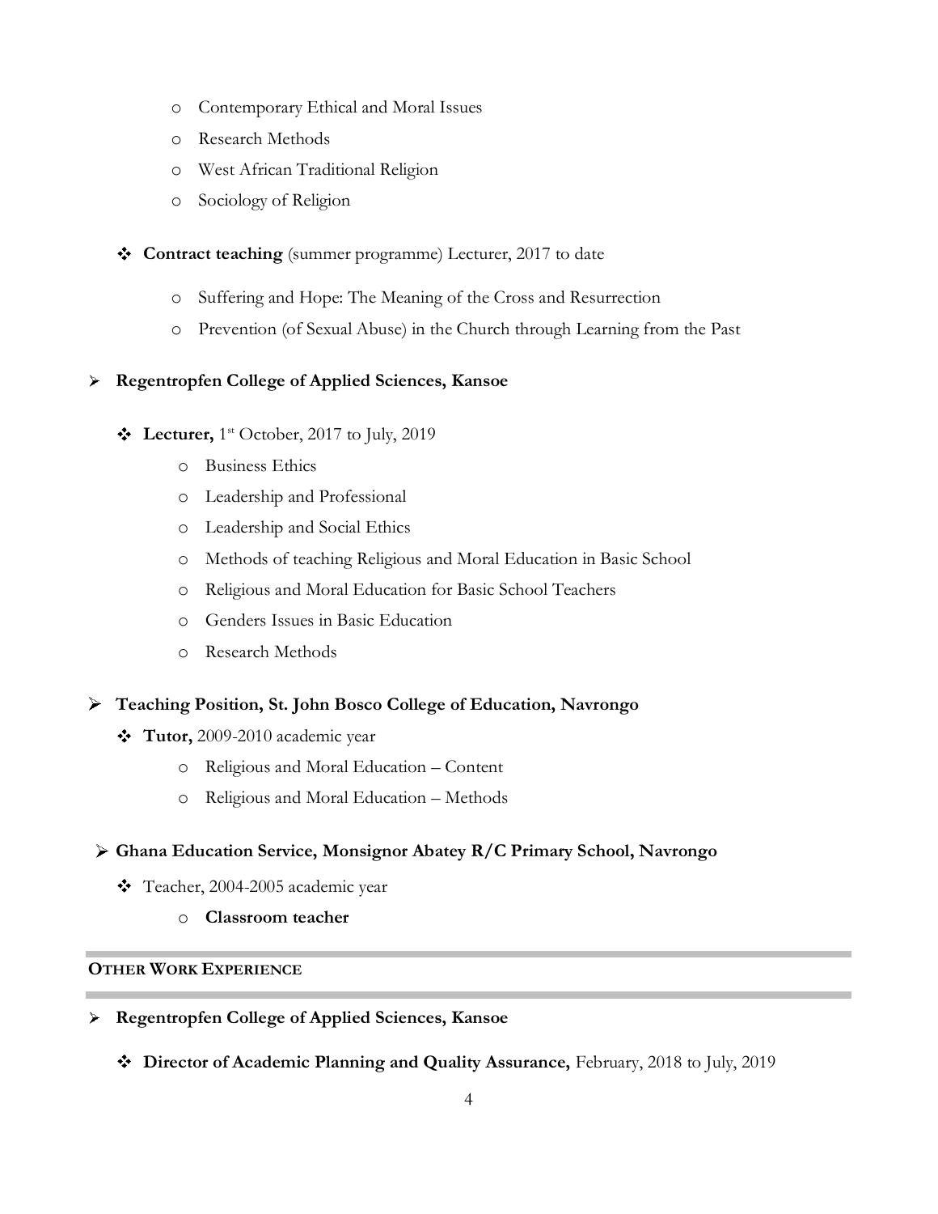- Contemporary Ethical and Moral Issues
  - Research Methods
  - West African Traditional Religion
  - Sociology of Religion

- **Contract teaching** (summer programme) Lecturer, 2017 to date
  - Suffering and Hope: The Meaning of the Cross and Resurrection
  - Prevention (of Sexual Abuse) in the Church through Learning from the Past

- **Regentropfen College of Applied Sciences, Kansoe**
  - **Lecturer,** 1st October, 2017 to July, 2019
    - Business Ethics
    - Leadership and Professional
    - Leadership and Social Ethics
    - Methods of teaching Religious and Moral Education in Basic School
    - Religious and Moral Education for Basic School Teachers
    - Genders Issues in Basic Education
    - Research Methods

- **Teaching Position, St. John Bosco College of Education, Navrongo**
  - **Tutor,** 2009-2010 academic year
    - Religious and Moral Education – Content
    - Religious and Moral Education – Methods

- **Ghana Education Service, Monsignor Abatey R/C Primary School, Navrongo**
  - Teacher, 2004-2005 academic year
    - **Classroom teacher**

## OTHER WORK EXPERIENCE

- **Regentropfen College of Applied Sciences, Kansoe**
  - **Director of Academic Planning and Quality Assurance,** February, 2018 to July, 2019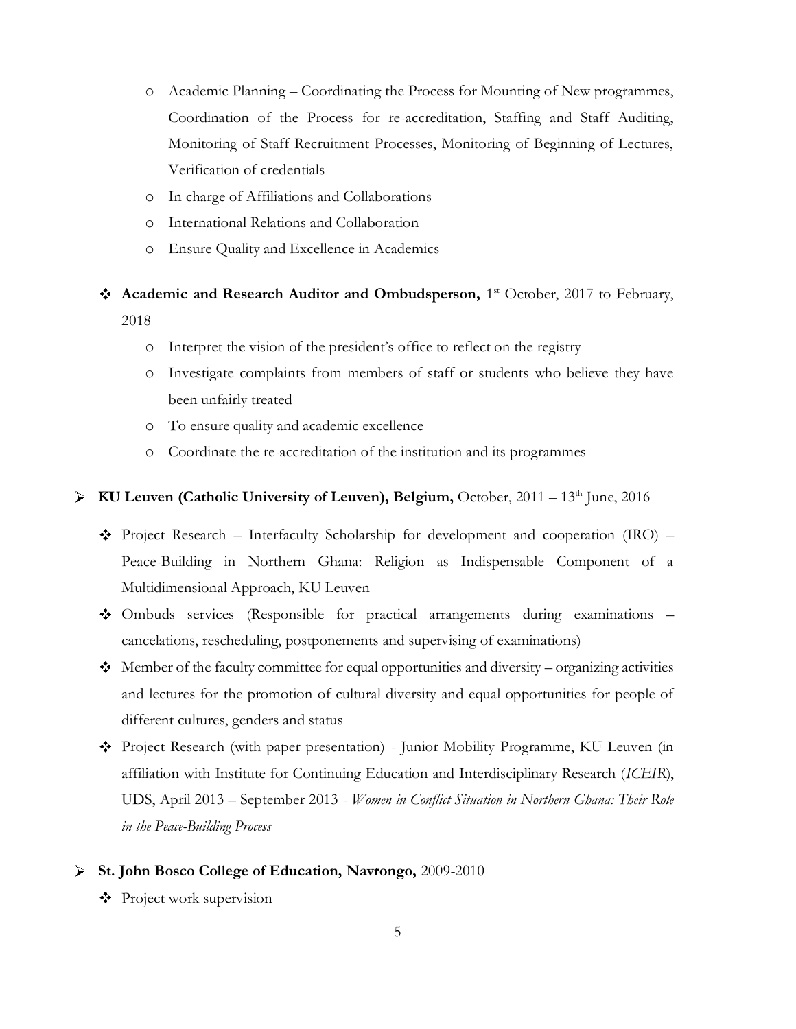- Academic Planning – Coordinating the Process for Mounting of New programmes, Coordination of the Process for re-accreditation, Staffing and Staff Auditing, Monitoring of Staff Recruitment Processes, Monitoring of Beginning of Lectures, Verification of credentials
    - In charge of Affiliations and Collaborations
    - International Relations and Collaboration
    - Ensure Quality and Excellence in Academics

  - **Academic and Research Auditor and Ombudsperson,** 1st October, 2017 to February, 2018
    - Interpret the vision of the president's office to reflect on the registry
    - Investigate complaints from members of staff or students who believe they have been unfairly treated
    - To ensure quality and academic excellence
    - Coordinate the re-accreditation of the institution and its programmes

- **KU Leuven (Catholic University of Leuven), Belgium,** October, 2011 – 13th June, 2016
  - Project Research – Interfaculty Scholarship for development and cooperation (IRO) – Peace-Building in Northern Ghana: Religion as Indispensable Component of a Multidimensional Approach, KU Leuven
  - Ombuds services (Responsible for practical arrangements during examinations – cancelations, rescheduling, postponements and supervising of examinations)
  - Member of the faculty committee for equal opportunities and diversity – organizing activities and lectures for the promotion of cultural diversity and equal opportunities for people of different cultures, genders and status
  - Project Research (with paper presentation) - Junior Mobility Programme, KU Leuven (in affiliation with Institute for Continuing Education and Interdisciplinary Research (*ICEIR*), UDS, April 2013 – September 2013 - *Women in Conflict Situation in Northern Ghana: Their Role in the Peace-Building Process*

- **St. John Bosco College of Education, Navrongo,** 2009-2010
  - Project work supervision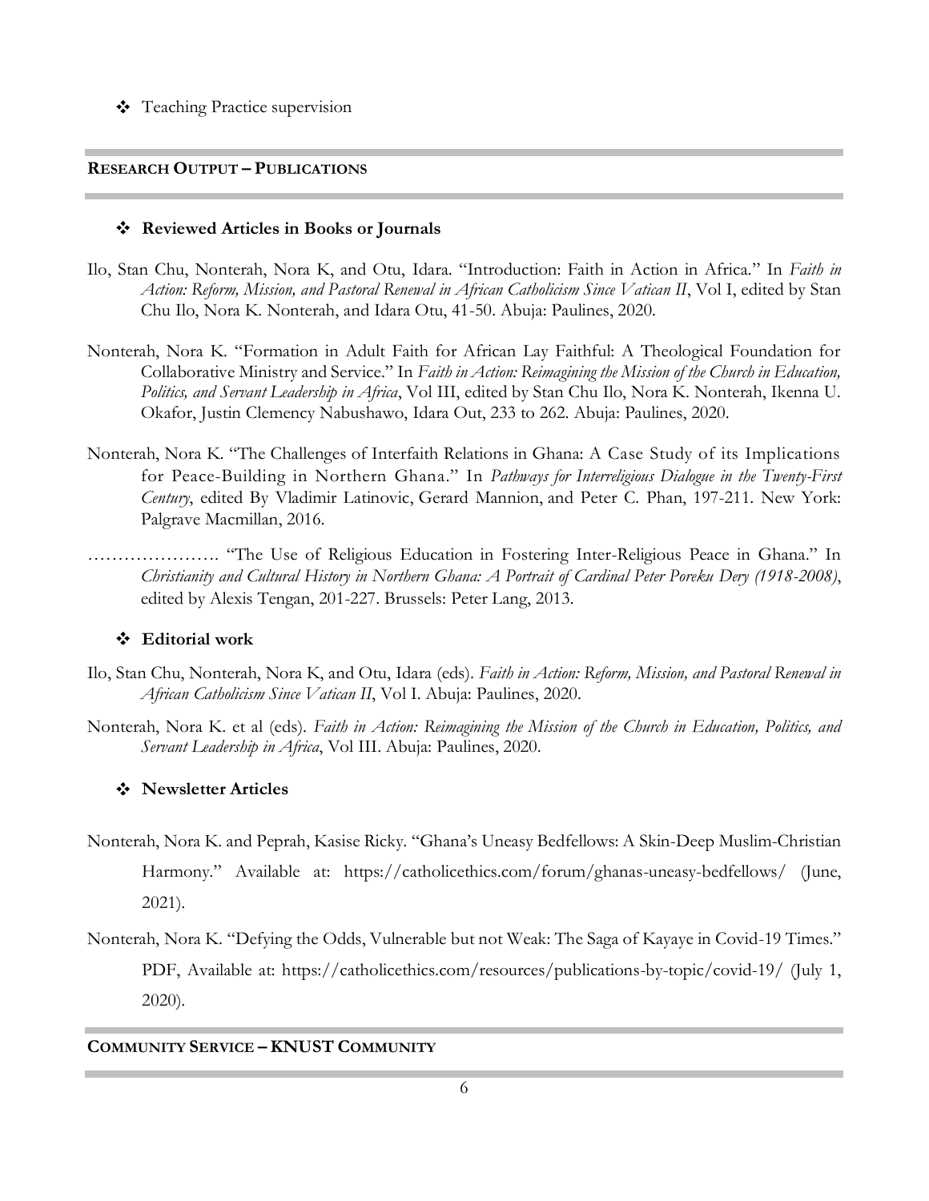- Teaching Practice supervision

## RESEARCH OUTPUT – PUBLICATIONS

- **Reviewed Articles in Books or Journals**

Ilo, Stan Chu, Nonterah, Nora K, and Otu, Idara. "Introduction: Faith in Action in Africa." In *Faith in Action: Reform, Mission, and Pastoral Renewal in African Catholicism Since Vatican II*, Vol I, edited by Stan Chu Ilo, Nora K. Nonterah, and Idara Otu, 41-50. Abuja: Paulines, 2020.

Nonterah, Nora K. "Formation in Adult Faith for African Lay Faithful: A Theological Foundation for Collaborative Ministry and Service." In *Faith in Action: Reimagining the Mission of the Church in Education, Politics, and Servant Leadership in Africa*, Vol III, edited by Stan Chu Ilo, Nora K. Nonterah, Ikenna U. Okafor, Justin Clemency Nabushawo, Idara Out, 233 to 262. Abuja: Paulines, 2020.

Nonterah, Nora K. "The Challenges of Interfaith Relations in Ghana: A Case Study of its Implications for Peace-Building in Northern Ghana." In *Pathways for Interreligious Dialogue in the Twenty-First Century*, edited By Vladimir Latinovic, Gerard Mannion, and Peter C. Phan, 197-211. New York: Palgrave Macmillan, 2016.

…………………. "The Use of Religious Education in Fostering Inter-Religious Peace in Ghana." In *Christianity and Cultural History in Northern Ghana: A Portrait of Cardinal Peter Poreku Dery (1918-2008)*, edited by Alexis Tengan, 201-227. Brussels: Peter Lang, 2013.

- **Editorial work**

Ilo, Stan Chu, Nonterah, Nora K, and Otu, Idara (eds). *Faith in Action: Reform, Mission, and Pastoral Renewal in African Catholicism Since Vatican II*, Vol I. Abuja: Paulines, 2020.

Nonterah, Nora K. et al (eds). *Faith in Action: Reimagining the Mission of the Church in Education, Politics, and Servant Leadership in Africa*, Vol III. Abuja: Paulines, 2020.

- **Newsletter Articles**

Nonterah, Nora K. and Peprah, Kasise Ricky. "Ghana's Uneasy Bedfellows: A Skin-Deep Muslim-Christian Harmony." Available at: https://catholicethics.com/forum/ghanas-uneasy-bedfellows/ (June, 2021).

Nonterah, Nora K. "Defying the Odds, Vulnerable but not Weak: The Saga of Kayaye in Covid-19 Times." PDF, Available at: https://catholicethics.com/resources/publications-by-topic/covid-19/ (July 1, 2020).

## COMMUNITY SERVICE – KNUST COMMUNITY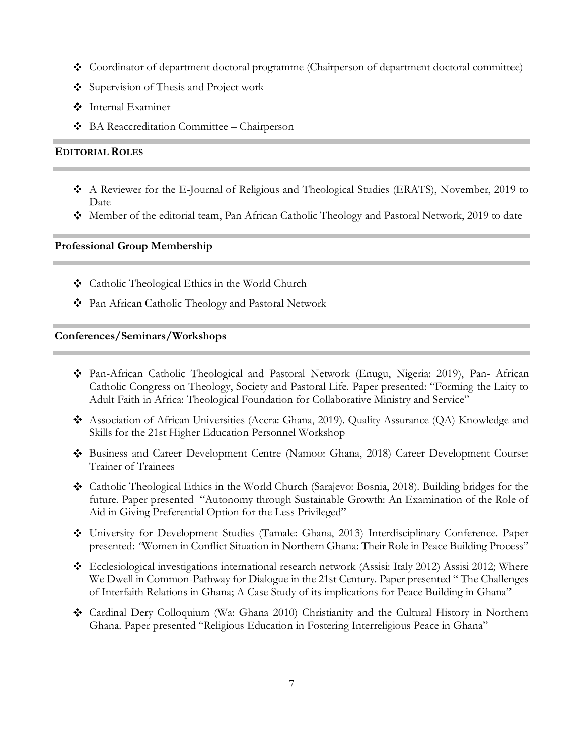- Coordinator of department doctoral programme (Chairperson of department doctoral committee)
- Supervision of Thesis and Project work
- Internal Examiner
- BA Reaccreditation Committee – Chairperson

## EDITORIAL ROLES

- A Reviewer for the E-Journal of Religious and Theological Studies (ERATS), November, 2019 to Date
- Member of the editorial team, Pan African Catholic Theology and Pastoral Network, 2019 to date

## Professional Group Membership

- Catholic Theological Ethics in the World Church
- Pan African Catholic Theology and Pastoral Network

## Conferences/Seminars/Workshops

- Pan-African Catholic Theological and Pastoral Network (Enugu, Nigeria: 2019), Pan- African Catholic Congress on Theology, Society and Pastoral Life. Paper presented: "Forming the Laity to Adult Faith in Africa: Theological Foundation for Collaborative Ministry and Service"
- Association of African Universities (Accra: Ghana, 2019). Quality Assurance (QA) Knowledge and Skills for the 21st Higher Education Personnel Workshop
- Business and Career Development Centre (Namoo: Ghana, 2018) Career Development Course: Trainer of Trainees
- Catholic Theological Ethics in the World Church (Sarajevo: Bosnia, 2018). Building bridges for the future. Paper presented "Autonomy through Sustainable Growth: An Examination of the Role of Aid in Giving Preferential Option for the Less Privileged"
- University for Development Studies (Tamale: Ghana, 2013) Interdisciplinary Conference. Paper presented: "Women in Conflict Situation in Northern Ghana: Their Role in Peace Building Process"
- Ecclesiological investigations international research network (Assisi: Italy 2012) Assisi 2012; Where We Dwell in Common-Pathway for Dialogue in the 21st Century. Paper presented " The Challenges of Interfaith Relations in Ghana; A Case Study of its implications for Peace Building in Ghana"
- Cardinal Dery Colloquium (Wa: Ghana 2010) Christianity and the Cultural History in Northern Ghana. Paper presented "Religious Education in Fostering Interreligious Peace in Ghana"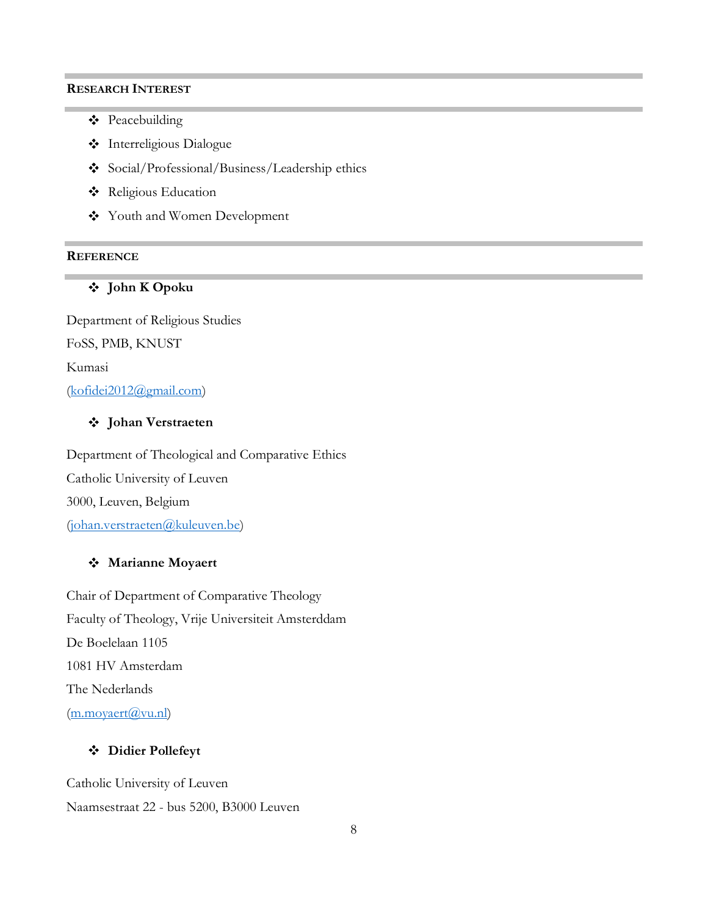## Research Interest

- Peacebuilding
- Interreligious Dialogue
- Social/Professional/Business/Leadership ethics
- Religious Education
- Youth and Women Development

## Reference

- **John K Opoku**

Department of Religious Studies

FoSS, PMB, KNUST

Kumasi

(kofidei2012@gmail.com)

- **Johan Verstraeten**

Department of Theological and Comparative Ethics

Catholic University of Leuven

3000, Leuven, Belgium

(johan.verstraeten@kuleuven.be)

- **Marianne Moyaert**

Chair of Department of Comparative Theology

Faculty of Theology, Vrije Universiteit Amsterddam

De Boelelaan 1105

1081 HV Amsterdam

The Nederlands

(m.moyaert@vu.nl)

- **Didier Pollefeyt**

Catholic University of Leuven

Naamsestraat 22 - bus 5200, B3000 Leuven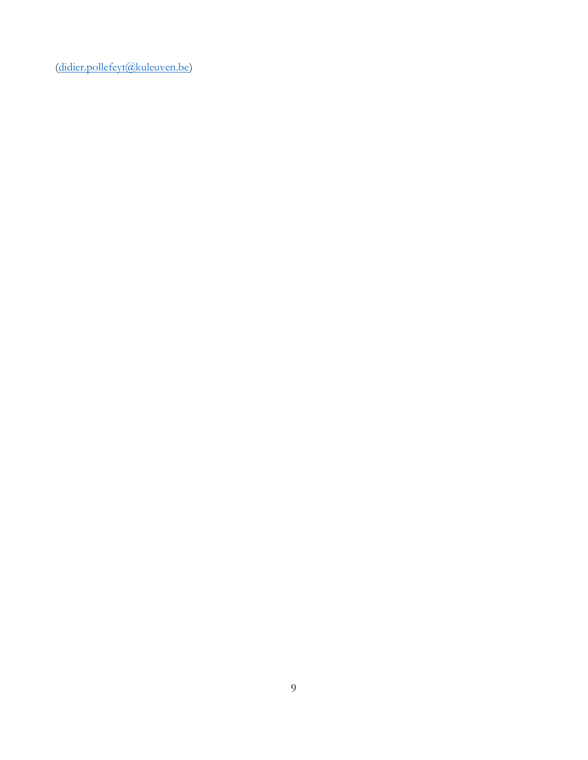(didier.pollefeyt@kuleuven.be)